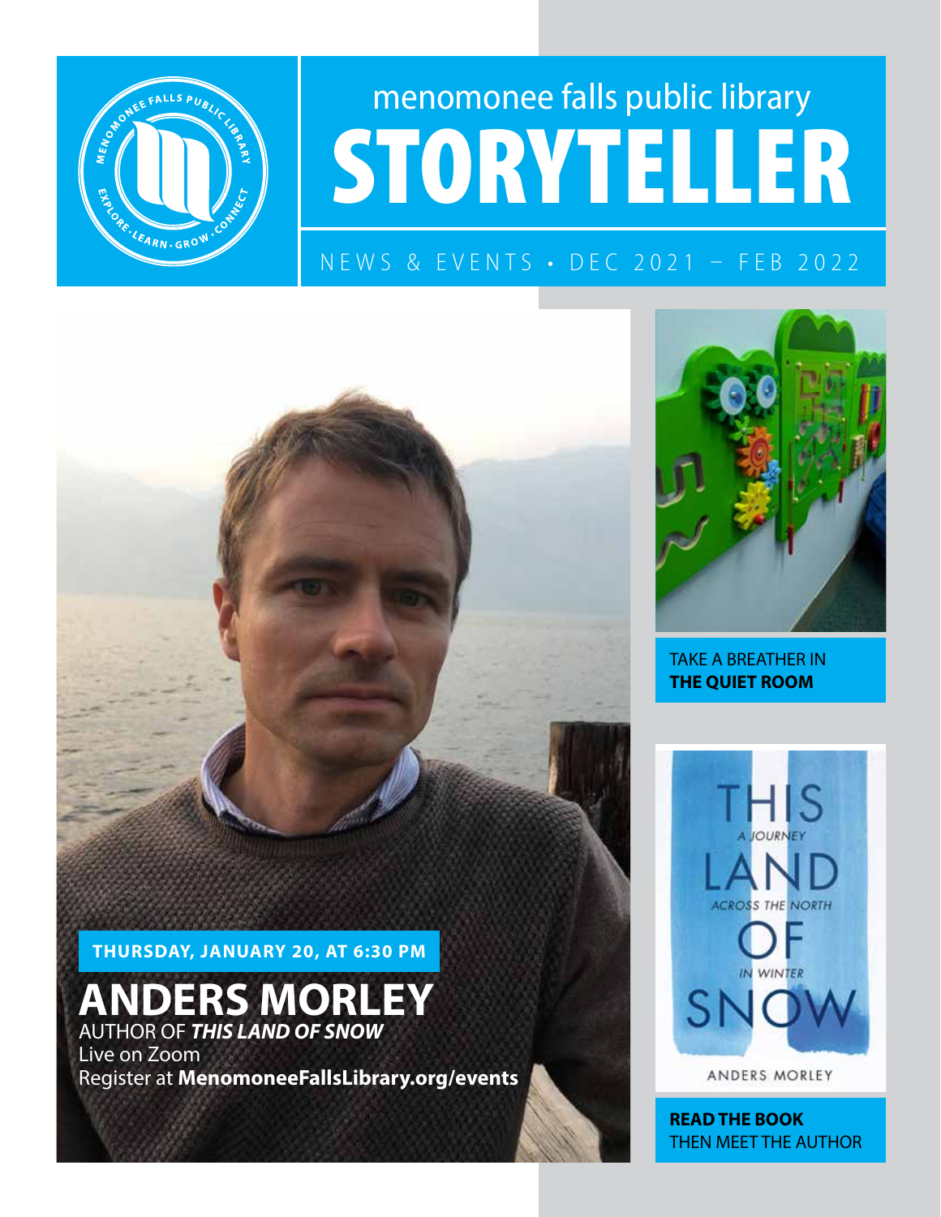# menomonee falls public library STORYTELLER

NEWS & EVENTS • DEC 2021 – FEB 2022

**THURSDAY, JANUARY 20, AT 6:30 PM**

## ANDERS MORLEY

AUTHOR OF ***THIS LAND OF SNOW***

Live on Zoom

Register at **MenomoneeFallsLibrary.org/events**

TAKE A BREATHER IN **THE QUIET ROOM**

THIS LAND OF SNOW
A JOURNEY ACROSS THE NORTH IN WINTER
ANDERS MORLEY

**READ THE BOOK** THEN MEET THE AUTHOR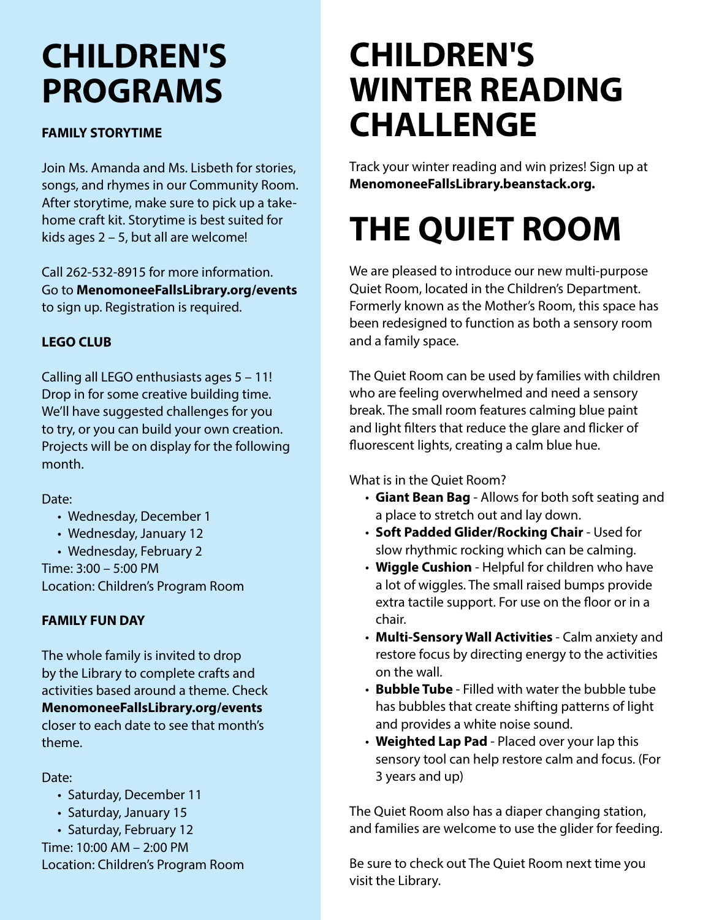# CHILDREN'S PROGRAMS

**FAMILY STORYTIME**

Join Ms. Amanda and Ms. Lisbeth for stories, songs, and rhymes in our Community Room. After storytime, make sure to pick up a take-home craft kit. Storytime is best suited for kids ages 2 – 5, but all are welcome!

Call 262-532-8915 for more information. Go to **MenomoneeFallsLibrary.org/events** to sign up. Registration is required.

**LEGO CLUB**

Calling all LEGO enthusiasts ages 5 – 11! Drop in for some creative building time. We'll have suggested challenges for you to try, or you can build your own creation. Projects will be on display for the following month.

Date:
- Wednesday, December 1
- Wednesday, January 12
- Wednesday, February 2

Time: 3:00 – 5:00 PM
Location: Children's Program Room

**FAMILY FUN DAY**

The whole family is invited to drop by the Library to complete crafts and activities based around a theme. Check **MenomoneeFallsLibrary.org/events** closer to each date to see that month's theme.

Date:
- Saturday, December 11
- Saturday, January 15
- Saturday, February 12

Time: 10:00 AM – 2:00 PM
Location: Children's Program Room

# CHILDREN'S WINTER READING CHALLENGE

Track your winter reading and win prizes! Sign up at **MenomoneeFallsLibrary.beanstack.org.**

# THE QUIET ROOM

We are pleased to introduce our new multi-purpose Quiet Room, located in the Children's Department. Formerly known as the Mother's Room, this space has been redesigned to function as both a sensory room and a family space.

The Quiet Room can be used by families with children who are feeling overwhelmed and need a sensory break. The small room features calming blue paint and light filters that reduce the glare and flicker of fluorescent lights, creating a calm blue hue.

What is in the Quiet Room?
- **Giant Bean Bag** - Allows for both soft seating and a place to stretch out and lay down.
- **Soft Padded Glider/Rocking Chair** - Used for slow rhythmic rocking which can be calming.
- **Wiggle Cushion** - Helpful for children who have a lot of wiggles. The small raised bumps provide extra tactile support. For use on the floor or in a chair.
- **Multi-Sensory Wall Activities** - Calm anxiety and restore focus by directing energy to the activities on the wall.
- **Bubble Tube** - Filled with water the bubble tube has bubbles that create shifting patterns of light and provides a white noise sound.
- **Weighted Lap Pad** - Placed over your lap this sensory tool can help restore calm and focus. (For 3 years and up)

The Quiet Room also has a diaper changing station, and families are welcome to use the glider for feeding.

Be sure to check out The Quiet Room next time you visit the Library.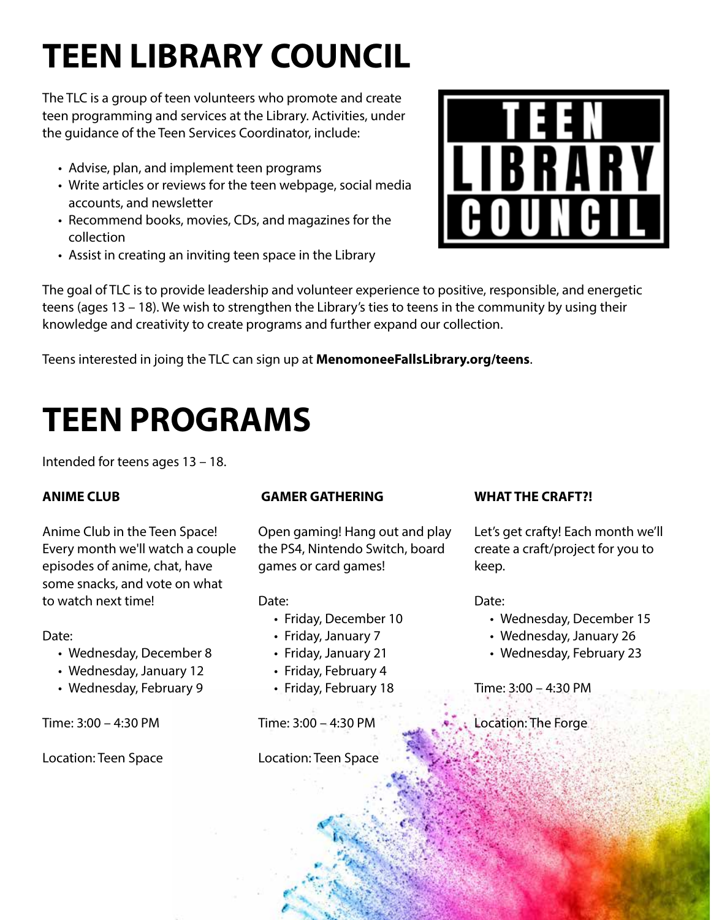# TEEN LIBRARY COUNCIL

The TLC is a group of teen volunteers who promote and create teen programming and services at the Library. Activities, under the guidance of the Teen Services Coordinator, include:

- Advise, plan, and implement teen programs
- Write articles or reviews for the teen webpage, social media accounts, and newsletter
- Recommend books, movies, CDs, and magazines for the collection
- Assist in creating an inviting teen space in the Library

The goal of TLC is to provide leadership and volunteer experience to positive, responsible, and energetic teens (ages 13 – 18). We wish to strengthen the Library's ties to teens in the community by using their knowledge and creativity to create programs and further expand our collection.

Teens interested in joing the TLC can sign up at **MenomoneeFallsLibrary.org/teens**.

# TEEN PROGRAMS

Intended for teens ages 13 – 18.

### ANIME CLUB

Anime Club in the Teen Space! Every month we'll watch a couple episodes of anime, chat, have some snacks, and vote on what to watch next time!

Date:
- Wednesday, December 8
- Wednesday, January 12
- Wednesday, February 9

Time: 3:00 – 4:30 PM

Location: Teen Space

### GAMER GATHERING

Open gaming! Hang out and play the PS4, Nintendo Switch, board games or card games!

Date:
- Friday, December 10
- Friday, January 7
- Friday, January 21
- Friday, February 4
- Friday, February 18

Time: 3:00 – 4:30 PM

Location: Teen Space

### WHAT THE CRAFT?!

Let's get crafty! Each month we'll create a craft/project for you to keep.

Date:
- Wednesday, December 15
- Wednesday, January 26
- Wednesday, February 23

Time: 3:00 – 4:30 PM

Location: The Forge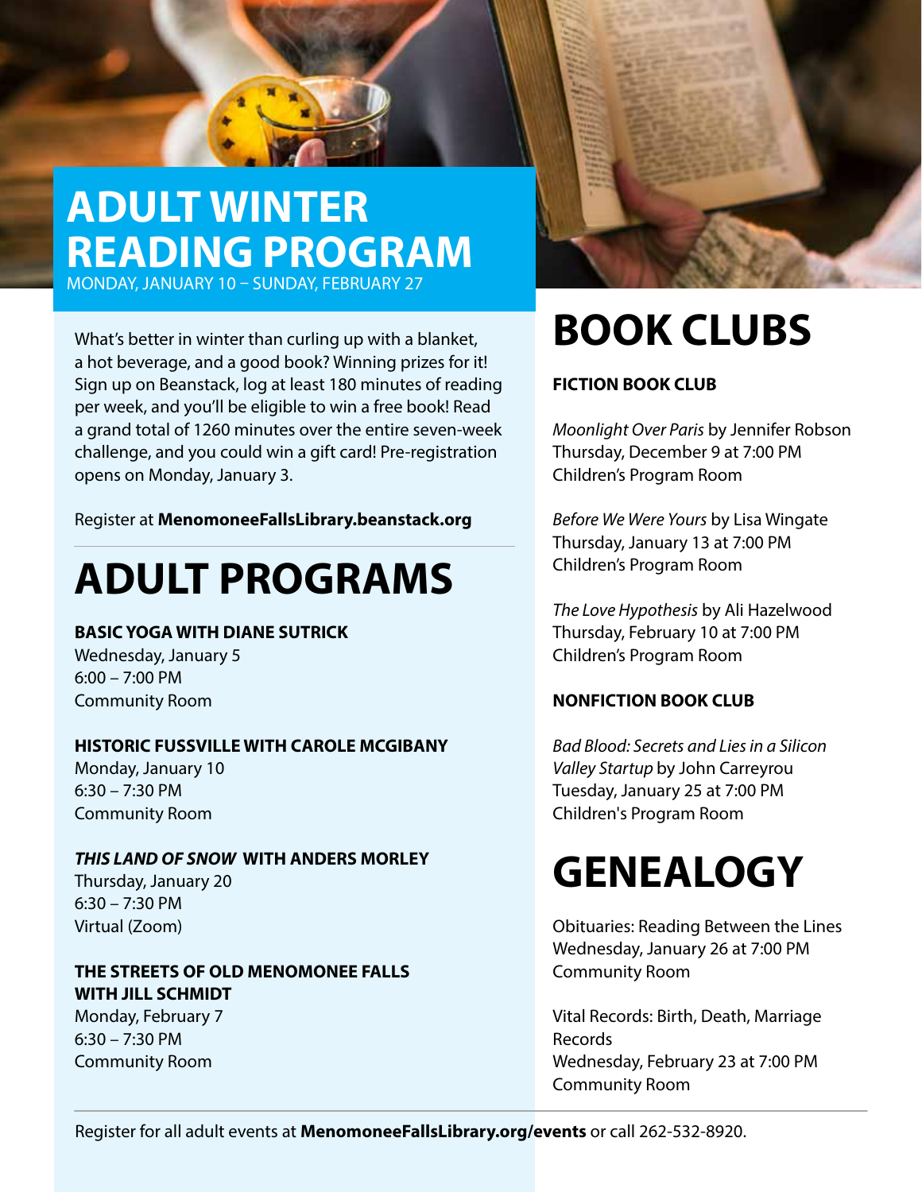# ADULT WINTER READING PROGRAM

MONDAY, JANUARY 10 – SUNDAY, FEBRUARY 27

What's better in winter than curling up with a blanket, a hot beverage, and a good book? Winning prizes for it! Sign up on Beanstack, log at least 180 minutes of reading per week, and you'll be eligible to win a free book! Read a grand total of 1260 minutes over the entire seven-week challenge, and you could win a gift card! Pre-registration opens on Monday, January 3.

Register at **MenomoneeFallsLibrary.beanstack.org**

# ADULT PROGRAMS

**BASIC YOGA WITH DIANE SUTRICK**
Wednesday, January 5
6:00 – 7:00 PM
Community Room

**HISTORIC FUSSVILLE WITH CAROLE MCGIBANY**
Monday, January 10
6:30 – 7:30 PM
Community Room

***THIS LAND OF SNOW* WITH ANDERS MORLEY**
Thursday, January 20
6:30 – 7:30 PM
Virtual (Zoom)

**THE STREETS OF OLD MENOMONEE FALLS WITH JILL SCHMIDT**
Monday, February 7
6:30 – 7:30 PM
Community Room

# BOOK CLUBS

**FICTION BOOK CLUB**

*Moonlight Over Paris* by Jennifer Robson
Thursday, December 9 at 7:00 PM
Children's Program Room

*Before We Were Yours* by Lisa Wingate
Thursday, January 13 at 7:00 PM
Children's Program Room

*The Love Hypothesis* by Ali Hazelwood
Thursday, February 10 at 7:00 PM
Children's Program Room

**NONFICTION BOOK CLUB**

*Bad Blood: Secrets and Lies in a Silicon Valley Startup* by John Carreyrou
Tuesday, January 25 at 7:00 PM
Children's Program Room

# GENEALOGY

Obituaries: Reading Between the Lines
Wednesday, January 26 at 7:00 PM
Community Room

Vital Records: Birth, Death, Marriage Records
Wednesday, February 23 at 7:00 PM
Community Room

Register for all adult events at **MenomoneeFallsLibrary.org/events** or call 262-532-8920.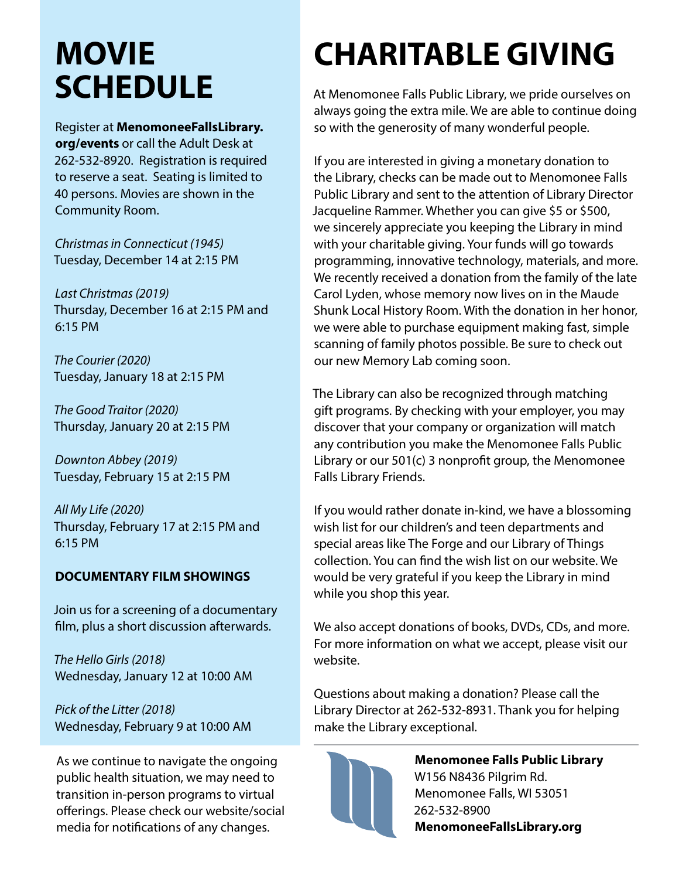# MOVIE SCHEDULE

Register at **MenomoneeFallsLibrary.org/events** or call the Adult Desk at 262-532-8920. Registration is required to reserve a seat. Seating is limited to 40 persons. Movies are shown in the Community Room.

*Christmas in Connecticut (1945)*
Tuesday, December 14 at 2:15 PM

*Last Christmas (2019)*
Thursday, December 16 at 2:15 PM and 6:15 PM

*The Courier (2020)*
Tuesday, January 18 at 2:15 PM

*The Good Traitor (2020)*
Thursday, January 20 at 2:15 PM

*Downton Abbey (2019)*
Tuesday, February 15 at 2:15 PM

*All My Life (2020)*
Thursday, February 17 at 2:15 PM and 6:15 PM

**DOCUMENTARY FILM SHOWINGS**

Join us for a screening of a documentary film, plus a short discussion afterwards.

*The Hello Girls (2018)*
Wednesday, January 12 at 10:00 AM

*Pick of the Litter (2018)*
Wednesday, February 9 at 10:00 AM

As we continue to navigate the ongoing public health situation, we may need to transition in-person programs to virtual offerings. Please check our website/social media for notifications of any changes.

# CHARITABLE GIVING

At Menomonee Falls Public Library, we pride ourselves on always going the extra mile. We are able to continue doing so with the generosity of many wonderful people.

If you are interested in giving a monetary donation to the Library, checks can be made out to Menomonee Falls Public Library and sent to the attention of Library Director Jacqueline Rammer. Whether you can give $5 or $500, we sincerely appreciate you keeping the Library in mind with your charitable giving. Your funds will go towards programming, innovative technology, materials, and more. We recently received a donation from the family of the late Carol Lyden, whose memory now lives on in the Maude Shunk Local History Room. With the donation in her honor, we were able to purchase equipment making fast, simple scanning of family photos possible. Be sure to check out our new Memory Lab coming soon.

The Library can also be recognized through matching gift programs. By checking with your employer, you may discover that your company or organization will match any contribution you make the Menomonee Falls Public Library or our 501(c) 3 nonprofit group, the Menomonee Falls Library Friends.

If you would rather donate in-kind, we have a blossoming wish list for our children's and teen departments and special areas like The Forge and our Library of Things collection. You can find the wish list on our website. We would be very grateful if you keep the Library in mind while you shop this year.

We also accept donations of books, DVDs, CDs, and more. For more information on what we accept, please visit our website.

Questions about making a donation? Please call the Library Director at 262-532-8931. Thank you for helping make the Library exceptional.

**Menomonee Falls Public Library**
W156 N8436 Pilgrim Rd.
Menomonee Falls, WI 53051
262-532-8900
**MenomoneeFallsLibrary.org**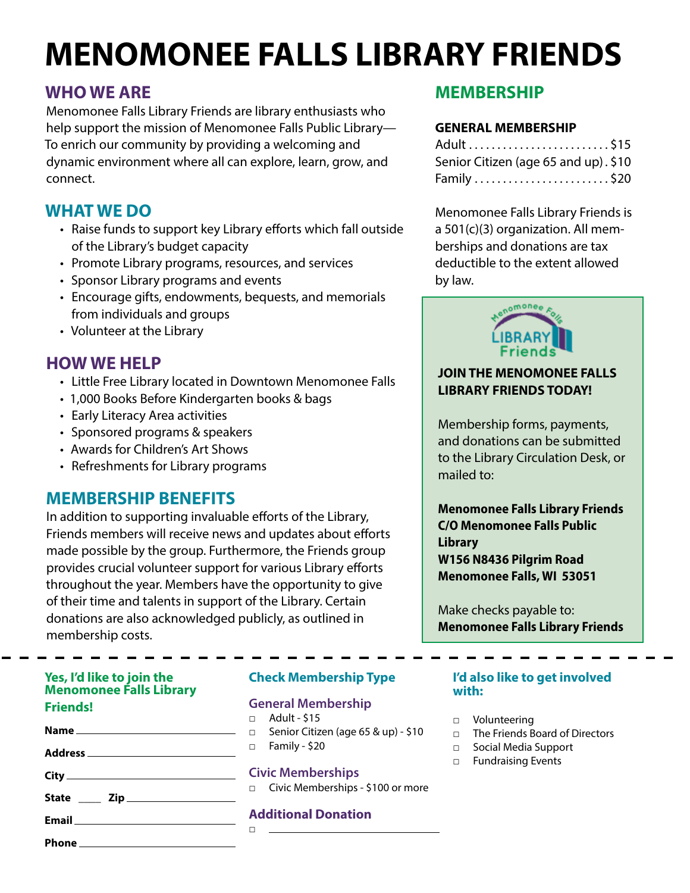# MENOMONEE FALLS LIBRARY FRIENDS

## WHO WE ARE

Menomonee Falls Library Friends are library enthusiasts who help support the mission of Menomonee Falls Public Library—To enrich our community by providing a welcoming and dynamic environment where all can explore, learn, grow, and connect.

## WHAT WE DO

- Raise funds to support key Library efforts which fall outside of the Library's budget capacity
- Promote Library programs, resources, and services
- Sponsor Library programs and events
- Encourage gifts, endowments, bequests, and memorials from individuals and groups
- Volunteer at the Library

## HOW WE HELP

- Little Free Library located in Downtown Menomonee Falls
- 1,000 Books Before Kindergarten books & bags
- Early Literacy Area activities
- Sponsored programs & speakers
- Awards for Children's Art Shows
- Refreshments for Library programs

## MEMBERSHIP BENEFITS

In addition to supporting invaluable efforts of the Library, Friends members will receive news and updates about efforts made possible by the group. Furthermore, the Friends group provides crucial volunteer support for various Library efforts throughout the year. Members have the opportunity to give of their time and talents in support of the Library. Certain donations are also acknowledged publicly, as outlined in membership costs.

## MEMBERSHIP

**GENERAL MEMBERSHIP**

Adult . . . . . . . . . . . . . . . . . . . . . . . . . $15
Senior Citizen (age 65 and up) . $10
Family . . . . . . . . . . . . . . . . . . . . . . . . $20

Menomonee Falls Library Friends is a 501(c)(3) organization. All memberships and donations are tax deductible to the extent allowed by law.

Menomonee Falls LIBRARY Friends

**JOIN THE MENOMONEE FALLS LIBRARY FRIENDS TODAY!**

Membership forms, payments, and donations can be submitted to the Library Circulation Desk, or mailed to:

**Menomonee Falls Library Friends**
**C/O Menomonee Falls Public Library**
**W156 N8436 Pilgrim Road**
**Menomonee Falls, WI 53051**

Make checks payable to:
**Menomonee Falls Library Friends**

---

### Yes, I'd like to join the Menomonee Falls Library Friends!

**Name** ____________________

**Address** ____________________

**City** ____________________

**State** ____ **Zip** ____________________

**Email** ____________________

**Phone** ____________________

### Check Membership Type

**General Membership**

- ☐ Adult - $15
- ☐ Senior Citizen (age 65 & up) - $10
- ☐ Family - $20

**Civic Memberships**

- ☐ Civic Memberships - $100 or more

**Additional Donation**

- ☐ ____________________

### I'd also like to get involved with:

- ☐ Volunteering
- ☐ The Friends Board of Directors
- ☐ Social Media Support
- ☐ Fundraising Events